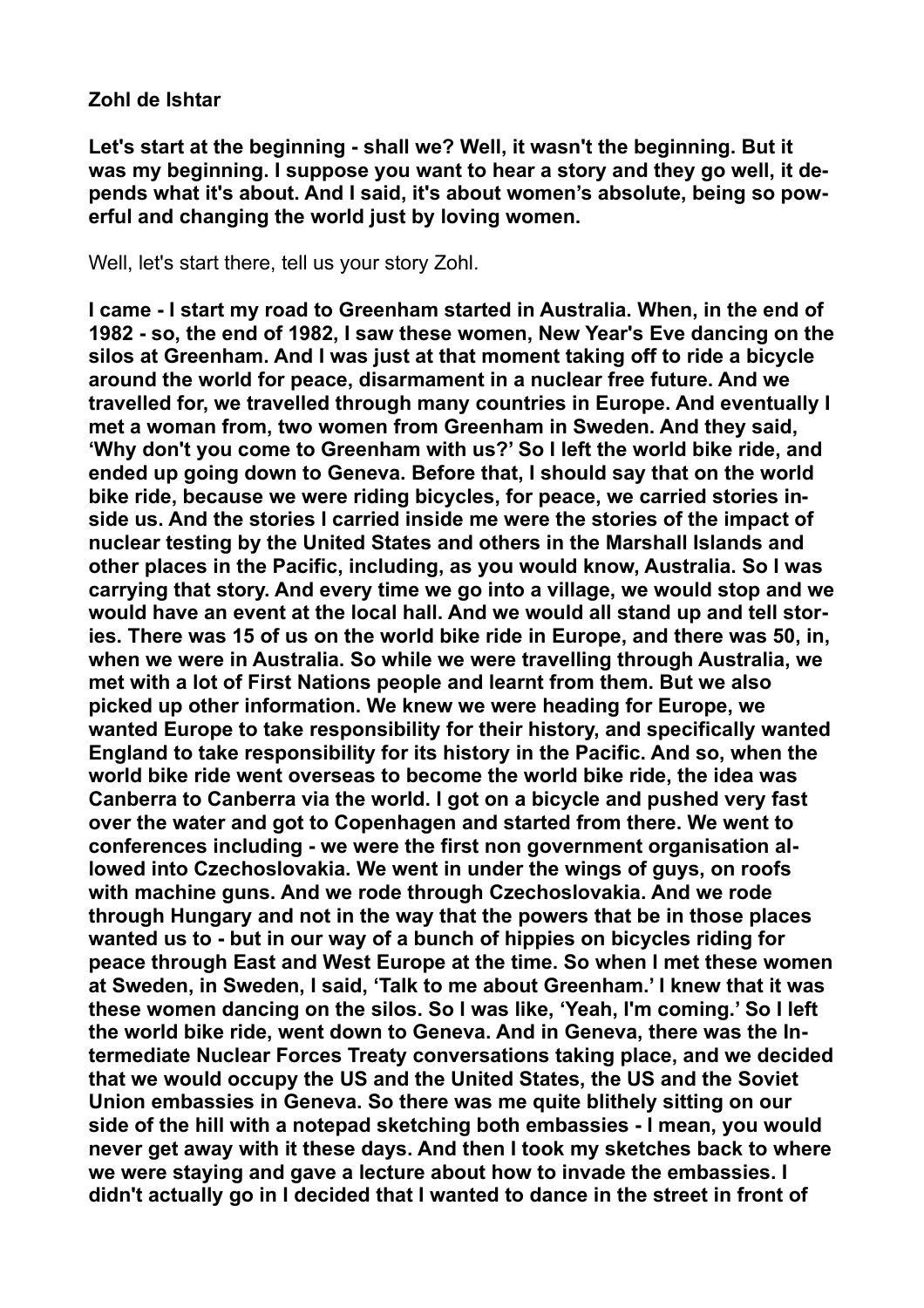**Zohl de Ishtar**

**Let's start at the beginning - shall we? Well, it wasn't the beginning. But it was my beginning. I suppose you want to hear a story and they go well, it depends what it's about. And I said, it's about women's absolute, being so powerful and changing the world just by loving women.**

Well, let's start there, tell us your story Zohl.

**I came - I start my road to Greenham started in Australia. When, in the end of 1982 - so, the end of 1982, I saw these women, New Year's Eve dancing on the silos at Greenham. And I was just at that moment taking off to ride a bicycle around the world for peace, disarmament in a nuclear free future. And we travelled for, we travelled through many countries in Europe. And eventually I met a woman from, two women from Greenham in Sweden. And they said, 'Why don't you come to Greenham with us?' So I left the world bike ride, and ended up going down to Geneva. Before that, I should say that on the world bike ride, because we were riding bicycles, for peace, we carried stories inside us. And the stories I carried inside me were the stories of the impact of nuclear testing by the United States and others in the Marshall Islands and other places in the Pacific, including, as you would know, Australia. So I was carrying that story. And every time we go into a village, we would stop and we would have an event at the local hall. And we would all stand up and tell stories. There was 15 of us on the world bike ride in Europe, and there was 50, in, when we were in Australia. So while we were travelling through Australia, we met with a lot of First Nations people and learnt from them. But we also picked up other information. We knew we were heading for Europe, we wanted Europe to take responsibility for their history, and specifically wanted England to take responsibility for its history in the Pacific. And so, when the world bike ride went overseas to become the world bike ride, the idea was Canberra to Canberra via the world. I got on a bicycle and pushed very fast over the water and got to Copenhagen and started from there. We went to conferences including - we were the first non government organisation allowed into Czechoslovakia. We went in under the wings of guys, on roofs with machine guns. And we rode through Czechoslovakia. And we rode through Hungary and not in the way that the powers that be in those places wanted us to - but in our way of a bunch of hippies on bicycles riding for peace through East and West Europe at the time. So when I met these women at Sweden, in Sweden, I said, 'Talk to me about Greenham.' I knew that it was these women dancing on the silos. So I was like, 'Yeah, I'm coming.' So I left the world bike ride, went down to Geneva. And in Geneva, there was the Intermediate Nuclear Forces Treaty conversations taking place, and we decided that we would occupy the US and the United States, the US and the Soviet Union embassies in Geneva. So there was me quite blithely sitting on our side of the hill with a notepad sketching both embassies - I mean, you would never get away with it these days. And then I took my sketches back to where we were staying and gave a lecture about how to invade the embassies. I didn't actually go in I decided that I wanted to dance in the street in front of**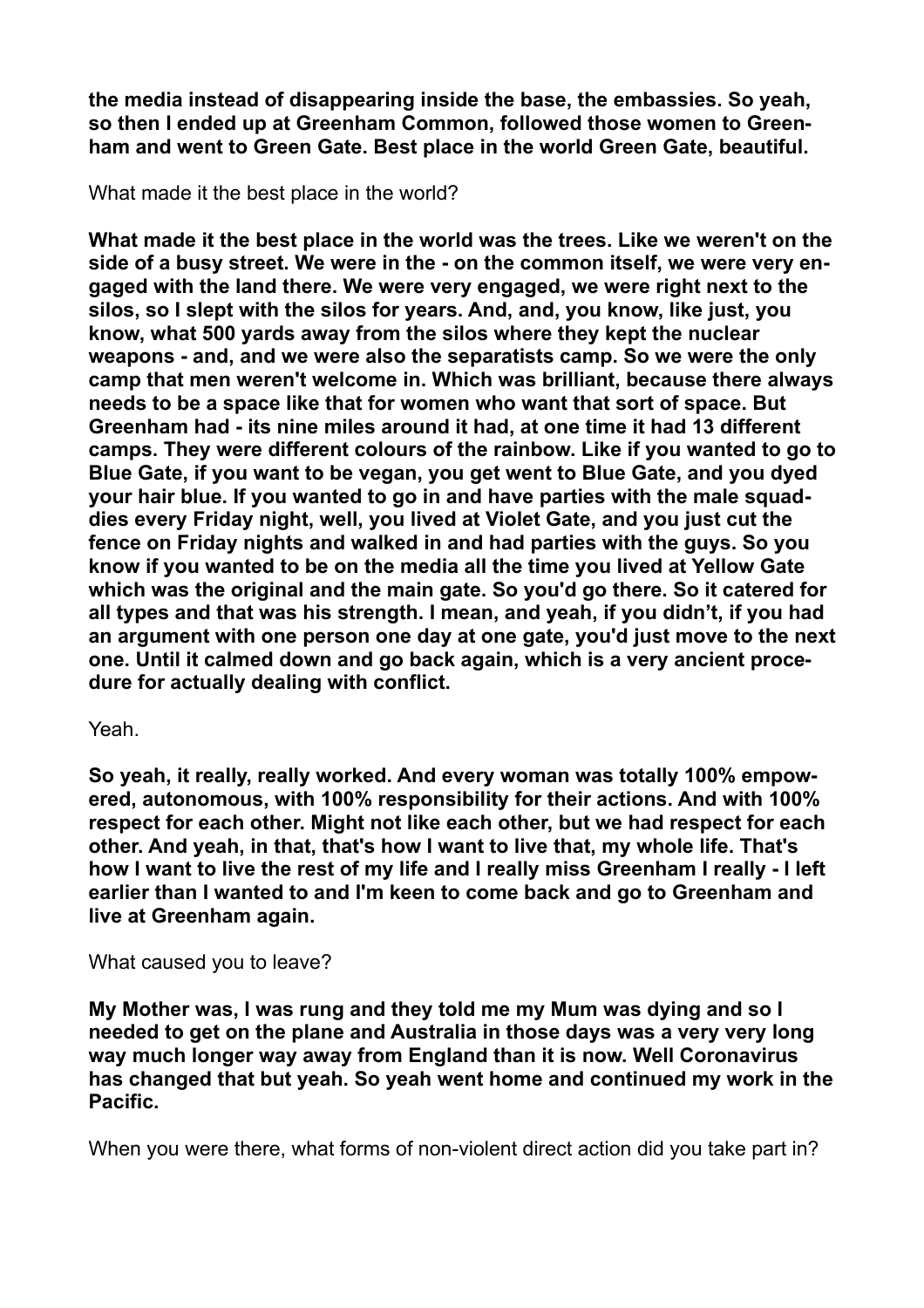**the media instead of disappearing inside the base, the embassies. So yeah, so then I ended up at Greenham Common, followed those women to Greenham and went to Green Gate. Best place in the world Green Gate, beautiful.**

What made it the best place in the world?

**What made it the best place in the world was the trees. Like we weren't on the side of a busy street. We were in the - on the common itself, we were very engaged with the land there. We were very engaged, we were right next to the silos, so I slept with the silos for years. And, and, you know, like just, you know, what 500 yards away from the silos where they kept the nuclear weapons - and, and we were also the separatists camp. So we were the only camp that men weren't welcome in. Which was brilliant, because there always needs to be a space like that for women who want that sort of space. But Greenham had - its nine miles around it had, at one time it had 13 different camps. They were different colours of the rainbow. Like if you wanted to go to Blue Gate, if you want to be vegan, you get went to Blue Gate, and you dyed your hair blue. If you wanted to go in and have parties with the male squaddies every Friday night, well, you lived at Violet Gate, and you just cut the fence on Friday nights and walked in and had parties with the guys. So you know if you wanted to be on the media all the time you lived at Yellow Gate which was the original and the main gate. So you'd go there. So it catered for all types and that was his strength. I mean, and yeah, if you didn't, if you had an argument with one person one day at one gate, you'd just move to the next one. Until it calmed down and go back again, which is a very ancient procedure for actually dealing with conflict.**

Yeah.

**So yeah, it really, really worked. And every woman was totally 100% empowered, autonomous, with 100% responsibility for their actions. And with 100% respect for each other. Might not like each other, but we had respect for each other. And yeah, in that, that's how I want to live that, my whole life. That's how I want to live the rest of my life and I really miss Greenham I really - I left earlier than I wanted to and I'm keen to come back and go to Greenham and live at Greenham again.**

What caused you to leave?

**My Mother was, I was rung and they told me my Mum was dying and so I needed to get on the plane and Australia in those days was a very very long way much longer way away from England than it is now. Well Coronavirus has changed that but yeah. So yeah went home and continued my work in the Pacific.**

When you were there, what forms of non-violent direct action did you take part in?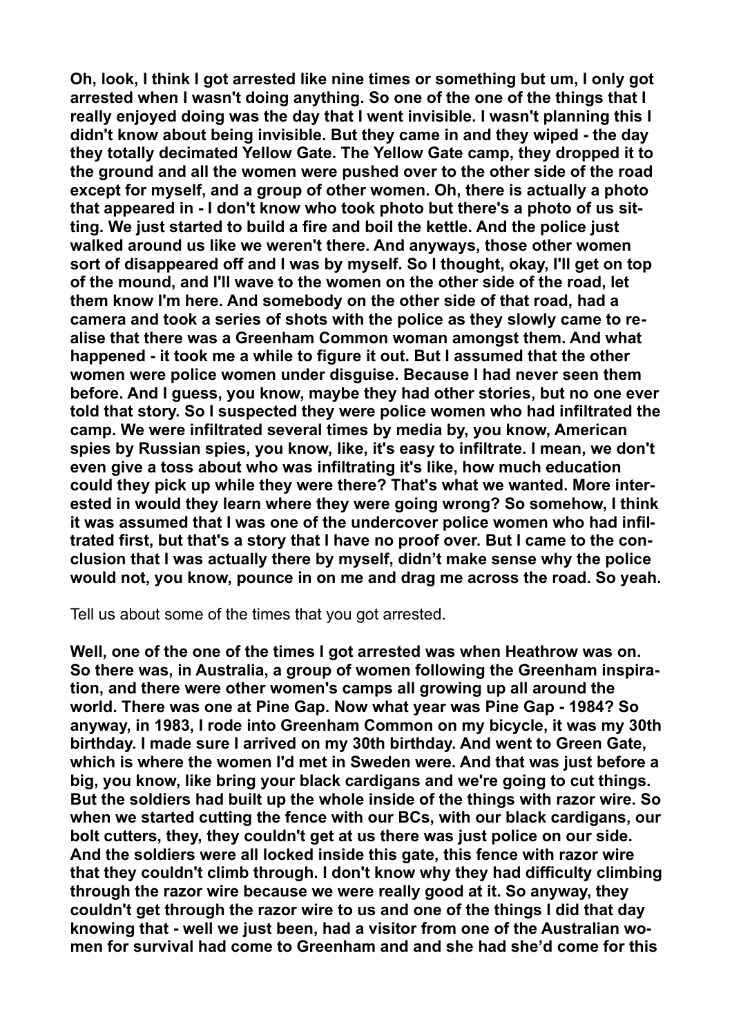**Oh, look, I think I got arrested like nine times or something but um, I only got arrested when I wasn't doing anything. So one of the one of the things that I really enjoyed doing was the day that I went invisible. I wasn't planning this I didn't know about being invisible. But they came in and they wiped - the day they totally decimated Yellow Gate. The Yellow Gate camp, they dropped it to the ground and all the women were pushed over to the other side of the road except for myself, and a group of other women. Oh, there is actually a photo that appeared in - I don't know who took photo but there's a photo of us sitting. We just started to build a fire and boil the kettle. And the police just walked around us like we weren't there. And anyways, those other women sort of disappeared off and I was by myself. So I thought, okay, I'll get on top of the mound, and I'll wave to the women on the other side of the road, let them know I'm here. And somebody on the other side of that road, had a camera and took a series of shots with the police as they slowly came to realise that there was a Greenham Common woman amongst them. And what happened - it took me a while to figure it out. But I assumed that the other women were police women under disguise. Because I had never seen them before. And I guess, you know, maybe they had other stories, but no one ever told that story. So I suspected they were police women who had infiltrated the camp. We were infiltrated several times by media by, you know, American spies by Russian spies, you know, like, it's easy to infiltrate. I mean, we don't even give a toss about who was infiltrating it's like, how much education could they pick up while they were there? That's what we wanted. More interested in would they learn where they were going wrong? So somehow, I think it was assumed that I was one of the undercover police women who had infiltrated first, but that's a story that I have no proof over. But I came to the conclusion that I was actually there by myself, didn't make sense why the police would not, you know, pounce in on me and drag me across the road. So yeah.**

Tell us about some of the times that you got arrested.

**Well, one of the one of the times I got arrested was when Heathrow was on. So there was, in Australia, a group of women following the Greenham inspiration, and there were other women's camps all growing up all around the world. There was one at Pine Gap. Now what year was Pine Gap - 1984? So anyway, in 1983, I rode into Greenham Common on my bicycle, it was my 30th birthday. I made sure I arrived on my 30th birthday. And went to Green Gate, which is where the women I'd met in Sweden were. And that was just before a big, you know, like bring your black cardigans and we're going to cut things. But the soldiers had built up the whole inside of the things with razor wire. So when we started cutting the fence with our BCs, with our black cardigans, our bolt cutters, they, they couldn't get at us there was just police on our side. And the soldiers were all locked inside this gate, this fence with razor wire that they couldn't climb through. I don't know why they had difficulty climbing through the razor wire because we were really good at it. So anyway, they couldn't get through the razor wire to us and one of the things I did that day knowing that - well we just been, had a visitor from one of the Australian women for survival had come to Greenham and and she had she'd come for this**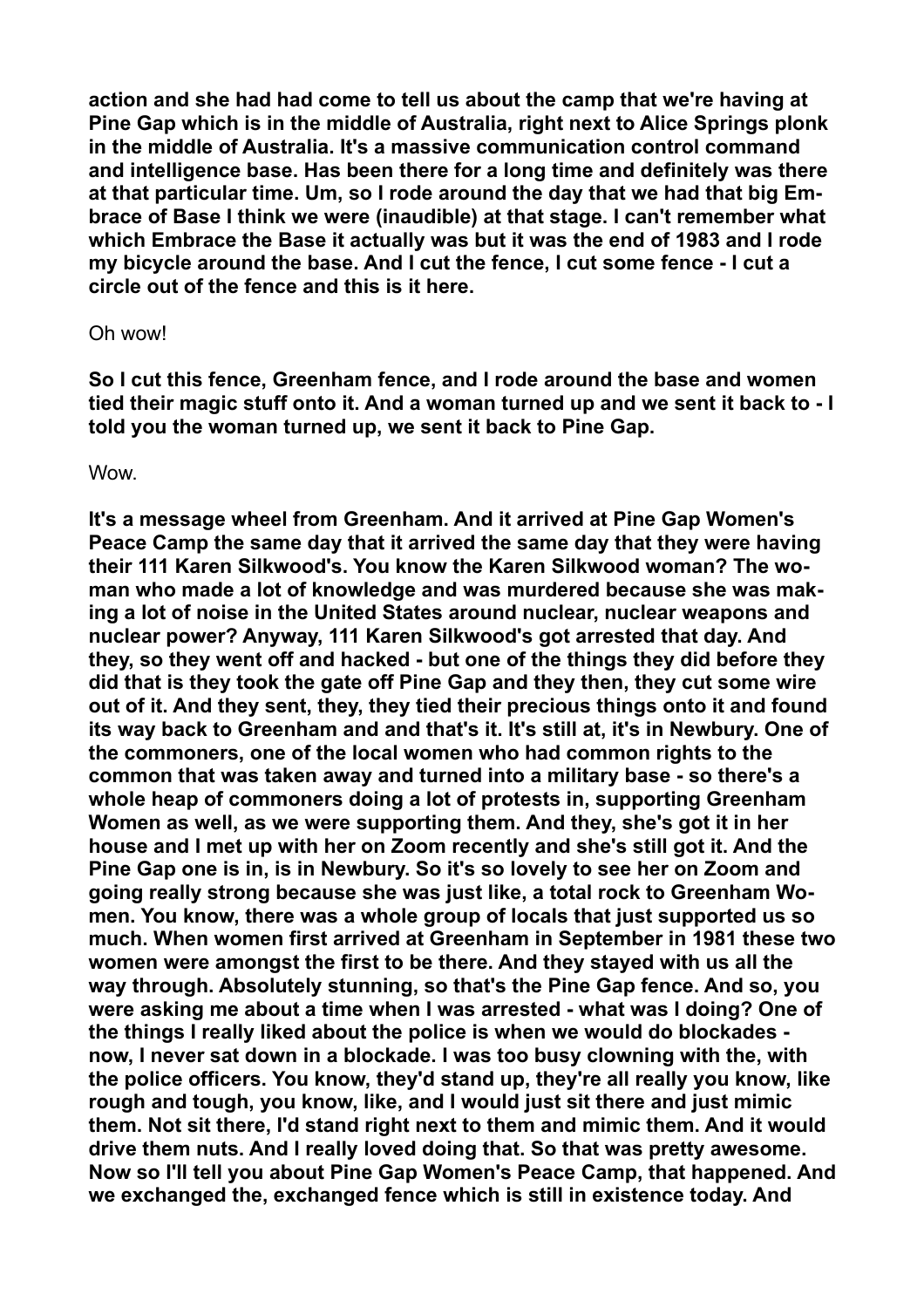**action and she had had come to tell us about the camp that we're having at Pine Gap which is in the middle of Australia, right next to Alice Springs plonk in the middle of Australia. It's a massive communication control command and intelligence base. Has been there for a long time and definitely was there at that particular time. Um, so I rode around the day that we had that big Embrace of Base I think we were (inaudible) at that stage. I can't remember what which Embrace the Base it actually was but it was the end of 1983 and I rode my bicycle around the base. And I cut the fence, I cut some fence - I cut a circle out of the fence and this is it here.**

Oh wow!

**So I cut this fence, Greenham fence, and I rode around the base and women tied their magic stuff onto it. And a woman turned up and we sent it back to - I told you the woman turned up, we sent it back to Pine Gap.**

Wow.

**It's a message wheel from Greenham. And it arrived at Pine Gap Women's Peace Camp the same day that it arrived the same day that they were having their 111 Karen Silkwood's. You know the Karen Silkwood woman? The woman who made a lot of knowledge and was murdered because she was making a lot of noise in the United States around nuclear, nuclear weapons and nuclear power? Anyway, 111 Karen Silkwood's got arrested that day. And they, so they went off and hacked - but one of the things they did before they did that is they took the gate off Pine Gap and they then, they cut some wire out of it. And they sent, they, they tied their precious things onto it and found its way back to Greenham and and that's it. It's still at, it's in Newbury. One of the commoners, one of the local women who had common rights to the common that was taken away and turned into a military base - so there's a whole heap of commoners doing a lot of protests in, supporting Greenham Women as well, as we were supporting them. And they, she's got it in her house and I met up with her on Zoom recently and she's still got it. And the Pine Gap one is in, is in Newbury. So it's so lovely to see her on Zoom and going really strong because she was just like, a total rock to Greenham Women. You know, there was a whole group of locals that just supported us so much. When women first arrived at Greenham in September in 1981 these two women were amongst the first to be there. And they stayed with us all the way through. Absolutely stunning, so that's the Pine Gap fence. And so, you were asking me about a time when I was arrested - what was I doing? One of the things I really liked about the police is when we would do blockades - now, I never sat down in a blockade. I was too busy clowning with the, with the police officers. You know, they'd stand up, they're all really you know, like rough and tough, you know, like, and I would just sit there and just mimic them. Not sit there, I'd stand right next to them and mimic them. And it would drive them nuts. And I really loved doing that. So that was pretty awesome. Now so I'll tell you about Pine Gap Women's Peace Camp, that happened. And we exchanged the, exchanged fence which is still in existence today. And**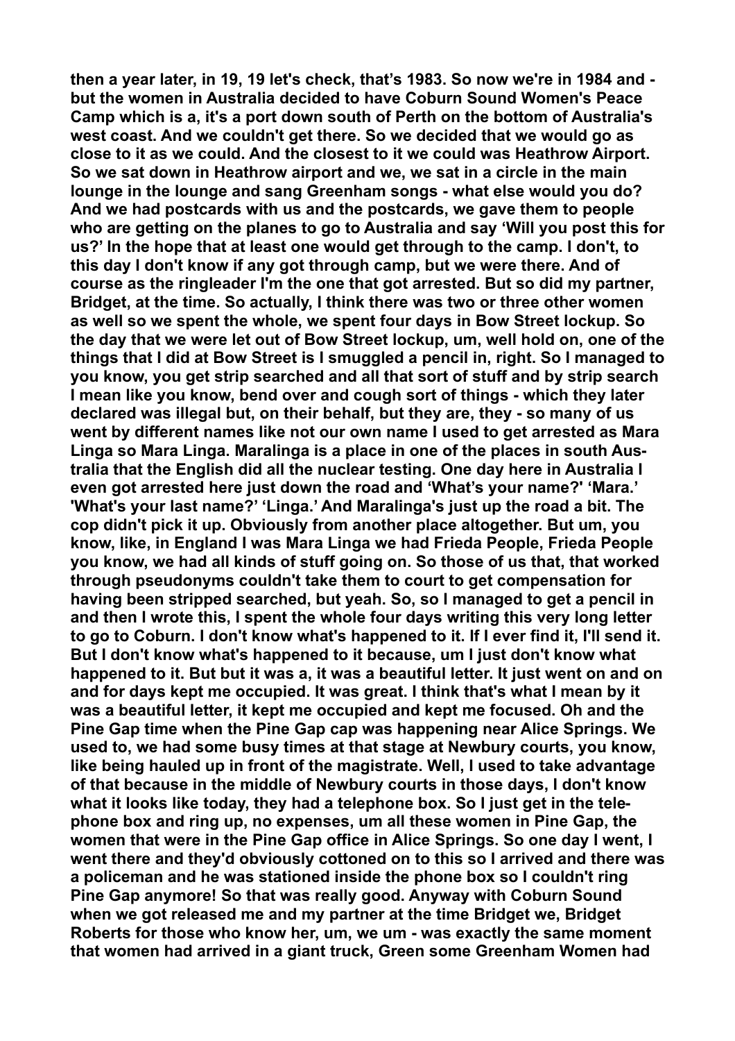**then a year later, in 19, 19 let's check, that's 1983. So now we're in 1984 - but the women in Australia decided to have Coburn Sound Women's Peace Camp which is a, it's a port down south of Perth on the bottom of Australia's west coast. And we couldn't get there. So we decided that we would go as close to it as we could. And the closest to it we could was Heathrow Airport. So we sat down in Heathrow airport and we, we sat in a circle in the main lounge in the lounge and sang Greenham songs - what else would you do? And we had postcards with us and the postcards, we gave them to people who are getting on the planes to go to Australia and say 'Will you post this for us?' In the hope that at least one would get through to the camp. I don't, to this day I don't know if any got through camp, but we were there. And of course as the ringleader I'm the one that got arrested. But so did my partner, Bridget, at the time. So actually, I think there was two or three other women as well so we spent the whole, we spent four days in Bow Street lockup. So the day that we were let out of Bow Street lockup, um, well hold on, one of the things that I did at Bow Street is I smuggled a pencil in, right. So I managed to you know, you get strip searched and all that sort of stuff and by strip search I mean like you know, bend over and cough sort of things - which they later declared was illegal but, on their behalf, but they are, they - so many of us went by different names like not our own name I used to get arrested as Mara Linga so Mara Linga. Maralinga is a place in one of the places in south Australia that the English did all the nuclear testing. One day here in Australia I even got arrested here just down the road and 'What's your name?' 'Mara.' 'What's your last name?' 'Linga.' And Maralinga's just up the road a bit. The cop didn't pick it up. Obviously from another place altogether. But um, you know, like, in England I was Mara Linga we had Frieda People, Frieda People you know, we had all kinds of stuff going on. So those of us that, that worked through pseudonyms couldn't take them to court to get compensation for having been stripped searched, but yeah. So, so I managed to get a pencil in and then I wrote this, I spent the whole four days writing this very long letter to go to Coburn. I don't know what's happened to it. If I ever find it, I'll send it. But I don't know what's happened to it because, um I just don't know what happened to it. But but it was a, it was a beautiful letter. It just went on and on and for days kept me occupied. It was great. I think that's what I mean by it was a beautiful letter, it kept me occupied and kept me focused. Oh and the Pine Gap time when the Pine Gap cap was happening near Alice Springs. We used to, we had some busy times at that stage at Newbury courts, you know, like being hauled up in front of the magistrate. Well, I used to take advantage of that because in the middle of Newbury courts in those days, I don't know what it looks like today, they had a telephone box. So I just get in the telephone box and ring up, no expenses, um all these women in Pine Gap, the women that were in the Pine Gap office in Alice Springs. So one day I went, I went there and they'd obviously cottoned on to this so I arrived and there was a policeman and he was stationed inside the phone box so I couldn't ring Pine Gap anymore! So that was really good. Anyway with Coburn Sound when we got released me and my partner at the time Bridget we, Bridget Roberts for those who know her, um, we um - was exactly the same moment that women had arrived in a giant truck, Green some Greenham Women had**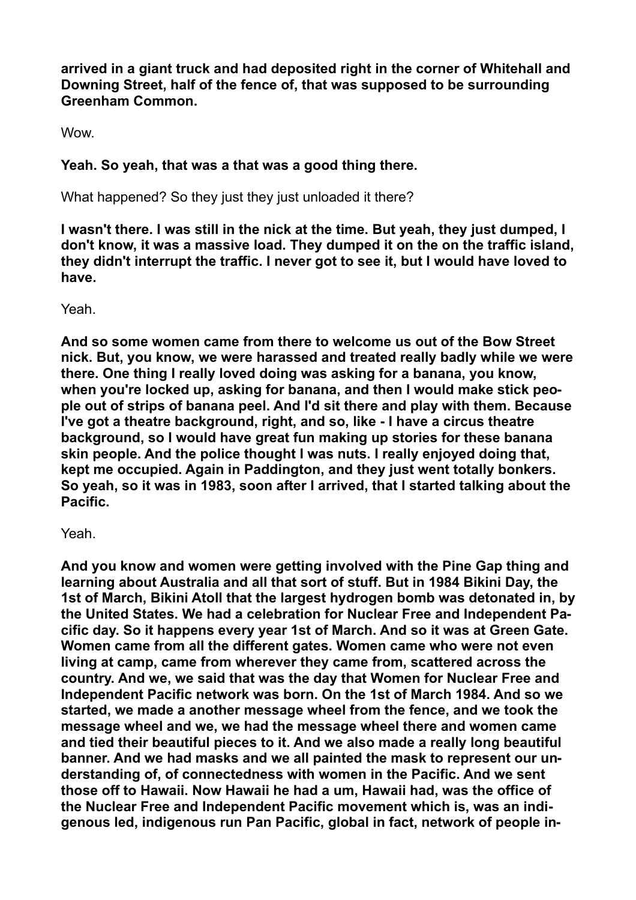**arrived in a giant truck and had deposited right in the corner of Whitehall and Downing Street, half of the fence of, that was supposed to be surrounding Greenham Common.**

Wow.

**Yeah. So yeah, that was a that was a good thing there.**

What happened? So they just they just unloaded it there?

**I wasn't there. I was still in the nick at the time. But yeah, they just dumped, I don't know, it was a massive load. They dumped it on the on the traffic island, they didn't interrupt the traffic. I never got to see it, but I would have loved to have.**

Yeah.

**And so some women came from there to welcome us out of the Bow Street nick. But, you know, we were harassed and treated really badly while we were there. One thing I really loved doing was asking for a banana, you know, when you're locked up, asking for banana, and then I would make stick people out of strips of banana peel. And I'd sit there and play with them. Because I've got a theatre background, right, and so, like - I have a circus theatre background, so I would have great fun making up stories for these banana skin people. And the police thought I was nuts. I really enjoyed doing that, kept me occupied. Again in Paddington, and they just went totally bonkers. So yeah, so it was in 1983, soon after I arrived, that I started talking about the Pacific.**

Yeah.

**And you know and women were getting involved with the Pine Gap thing and learning about Australia and all that sort of stuff. But in 1984 Bikini Day, the 1st of March, Bikini Atoll that the largest hydrogen bomb was detonated in, by the United States. We had a celebration for Nuclear Free and Independent Pacific day. So it happens every year 1st of March. And so it was at Green Gate. Women came from all the different gates. Women came who were not even living at camp, came from wherever they came from, scattered across the country. And we, we said that was the day that Women for Nuclear Free and Independent Pacific network was born. On the 1st of March 1984. And so we started, we made a another message wheel from the fence, and we took the message wheel and we, we had the message wheel there and women came and tied their beautiful pieces to it. And we also made a really long beautiful banner. And we had masks and we all painted the mask to represent our understanding of, of connectedness with women in the Pacific. And we sent those off to Hawaii. Now Hawaii he had a um, Hawaii had, was the office of the Nuclear Free and Independent Pacific movement which is, was an indigenous led, indigenous run Pan Pacific, global in fact, network of people in-**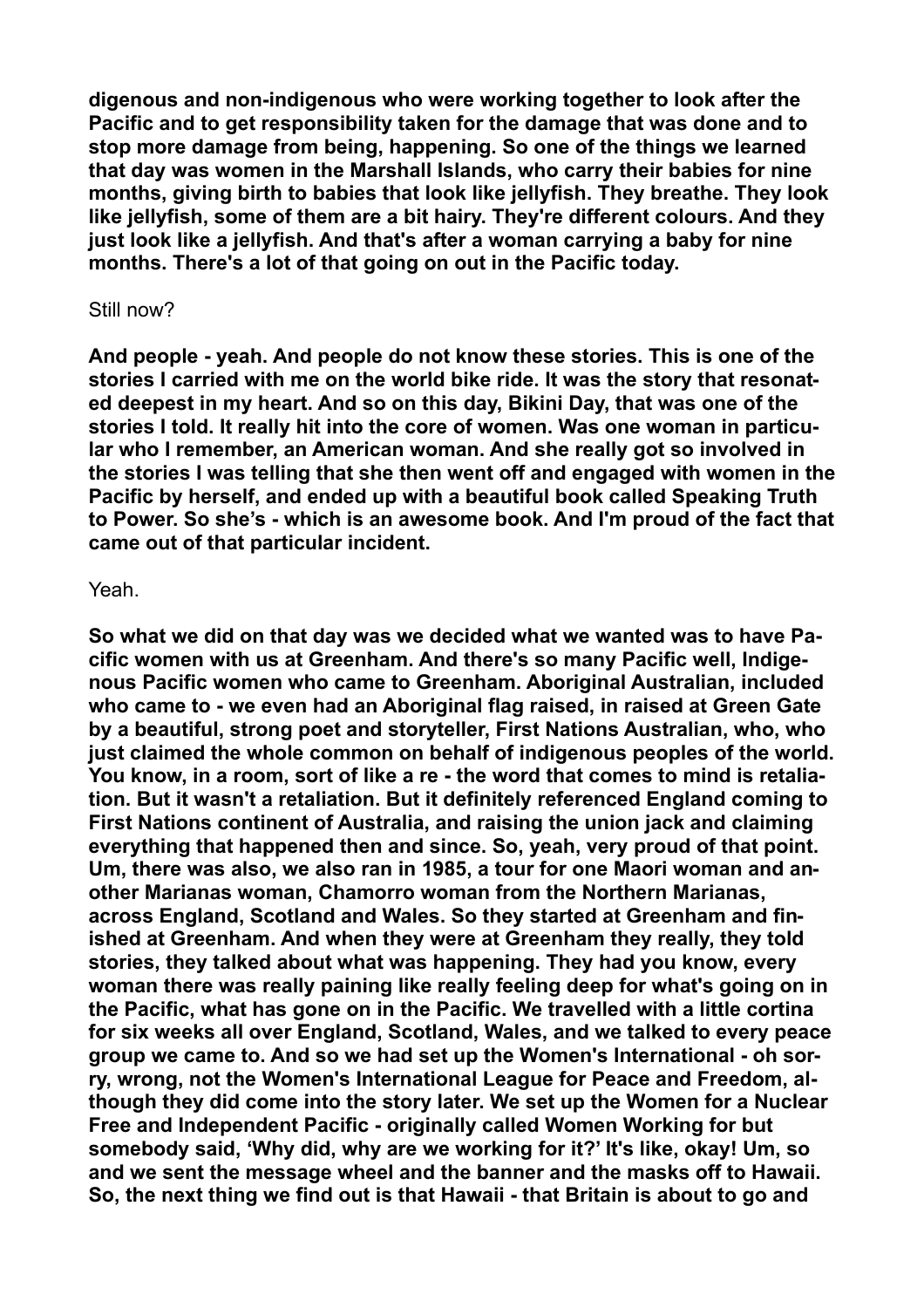**digenous and non-indigenous who were working together to look after the Pacific and to get responsibility taken for the damage that was done and to stop more damage from being, happening. So one of the things we learned that day was women in the Marshall Islands, who carry their babies for nine months, giving birth to babies that look like jellyfish. They breathe. They look like jellyfish, some of them are a bit hairy. They're different colours. And they just look like a jellyfish. And that's after a woman carrying a baby for nine months. There's a lot of that going on out in the Pacific today.**

Still now?

**And people - yeah. And people do not know these stories. This is one of the stories I carried with me on the world bike ride. It was the story that resonated deepest in my heart. And so on this day, Bikini Day, that was one of the stories I told. It really hit into the core of women. Was one woman in particular who I remember, an American woman. And she really got so involved in the stories I was telling that she then went off and engaged with women in the Pacific by herself, and ended up with a beautiful book called Speaking Truth to Power. So she's - which is an awesome book. And I'm proud of the fact that came out of that particular incident.**

Yeah.

**So what we did on that day was we decided what we wanted was to have Pacific women with us at Greenham. And there's so many Pacific well, Indigenous Pacific women who came to Greenham. Aboriginal Australian, included who came to - we even had an Aboriginal flag raised, in raised at Green Gate by a beautiful, strong poet and storyteller, First Nations Australian, who, who just claimed the whole common on behalf of indigenous peoples of the world. You know, in a room, sort of like a re - the word that comes to mind is retaliation. But it wasn't a retaliation. But it definitely referenced England coming to First Nations continent of Australia, and raising the union jack and claiming everything that happened then and since. So, yeah, very proud of that point. Um, there was also, we also ran in 1985, a tour for one Maori woman and another Marianas woman, Chamorro woman from the Northern Marianas, across England, Scotland and Wales. So they started at Greenham and finished at Greenham. And when they were at Greenham they really, they told stories, they talked about what was happening. They had you know, every woman there was really paining like really feeling deep for what's going on in the Pacific, what has gone on in the Pacific. We travelled with a little cortina for six weeks all over England, Scotland, Wales, and we talked to every peace group we came to. And so we had set up the Women's International - oh sorry, wrong, not the Women's International League for Peace and Freedom, although they did come into the story later. We set up the Women for a Nuclear Free and Independent Pacific - originally called Women Working for but somebody said, 'Why did, why are we working for it?' It's like, okay! Um, so and we sent the message wheel and the banner and the masks off to Hawaii. So, the next thing we find out is that Hawaii - that Britain is about to go and**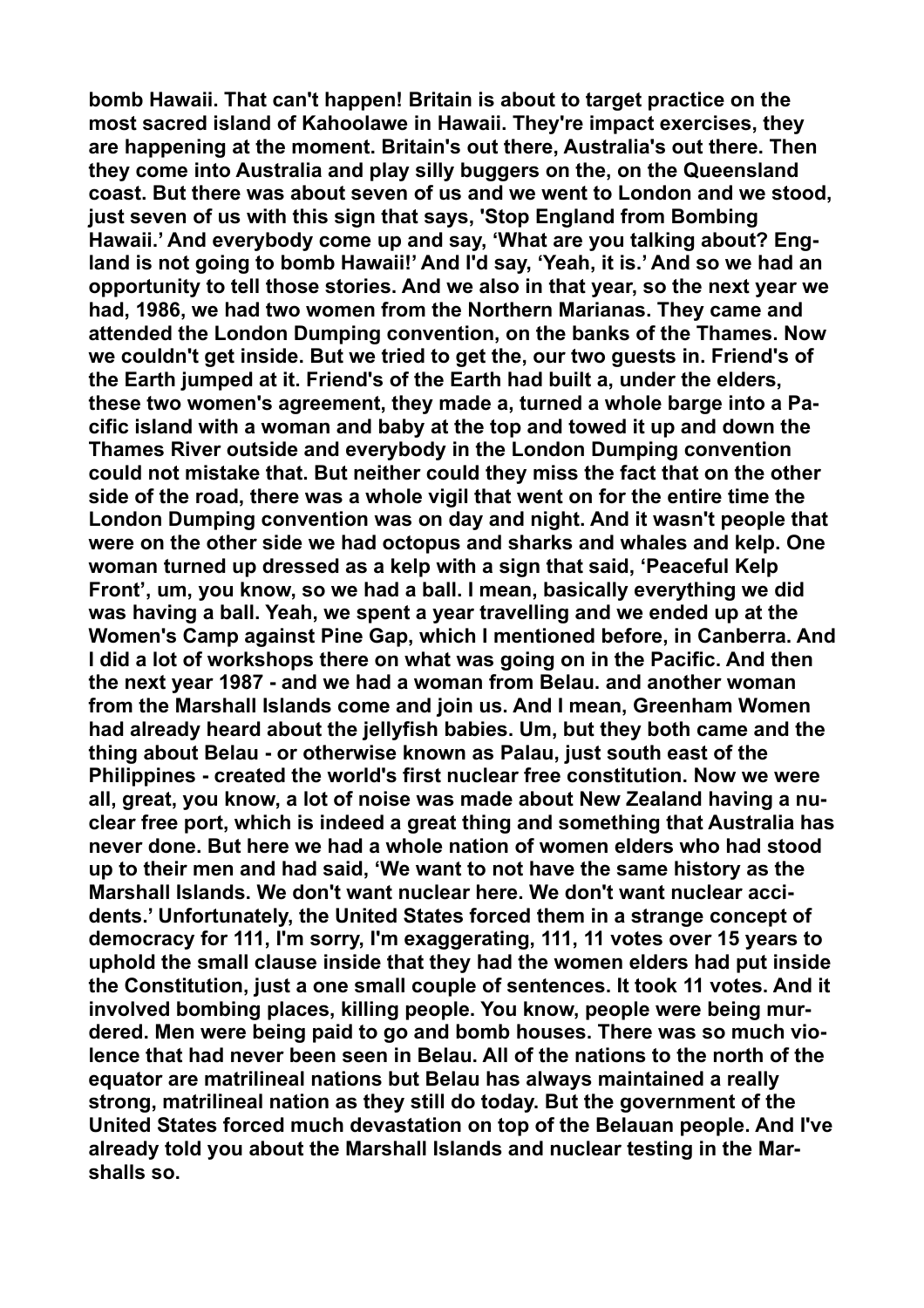**bomb Hawaii. That can't happen! Britain is about to target practice on the most sacred island of Kahoolawe in Hawaii. They're impact exercises, they are happening at the moment. Britain's out there, Australia's out there. Then they come into Australia and play silly buggers on the, on the Queensland coast. But there was about seven of us and we went to London and we stood, just seven of us with this sign that says, 'Stop England from Bombing Hawaii.' And everybody come up and say, 'What are you talking about? England is not going to bomb Hawaii!' And I'd say, 'Yeah, it is.' And so we had an opportunity to tell those stories. And we also in that year, so the next year we had, 1986, we had two women from the Northern Marianas. They came and attended the London Dumping convention, on the banks of the Thames. Now we couldn't get inside. But we tried to get the, our two guests in. Friend's of the Earth jumped at it. Friend's of the Earth had built a, under the elders, these two women's agreement, they made a, turned a whole barge into a Pacific island with a woman and baby at the top and towed it up and down the Thames River outside and everybody in the London Dumping convention could not mistake that. But neither could they miss the fact that on the other side of the road, there was a whole vigil that went on for the entire time the London Dumping convention was on day and night. And it wasn't people that were on the other side we had octopus and sharks and whales and kelp. One woman turned up dressed as a kelp with a sign that said, 'Peaceful Kelp Front', um, you know, so we had a ball. I mean, basically everything we did was having a ball. Yeah, we spent a year travelling and we ended up at the Women's Camp against Pine Gap, which I mentioned before, in Canberra. And I did a lot of workshops there on what was going on in the Pacific. And then the next year 1987 - and we had a woman from Belau. and another woman from the Marshall Islands come and join us. And I mean, Greenham Women had already heard about the jellyfish babies. Um, but they both came and the thing about Belau - or otherwise known as Palau, just south east of the Philippines - created the world's first nuclear free constitution. Now we were all, great, you know, a lot of noise was made about New Zealand having a nuclear free port, which is indeed a great thing and something that Australia has never done. But here we had a whole nation of women elders who had stood up to their men and had said, 'We want to not have the same history as the Marshall Islands. We don't want nuclear here. We don't want nuclear accidents.' Unfortunately, the United States forced them in a strange concept of democracy for 111, I'm sorry, I'm exaggerating, 111, 11 votes over 15 years to uphold the small clause inside that they had the women elders had put inside the Constitution, just a one small couple of sentences. It took 11 votes. And it involved bombing places, killing people. You know, people were being murdered. Men were being paid to go and bomb houses. There was so much violence that had never been seen in Belau. All of the nations to the north of the equator are matrilineal nations but Belau has always maintained a really strong, matrilineal nation as they still do today. But the government of the United States forced much devastation on top of the Belauan people. And I've already told you about the Marshall Islands and nuclear testing in the Marshalls so.**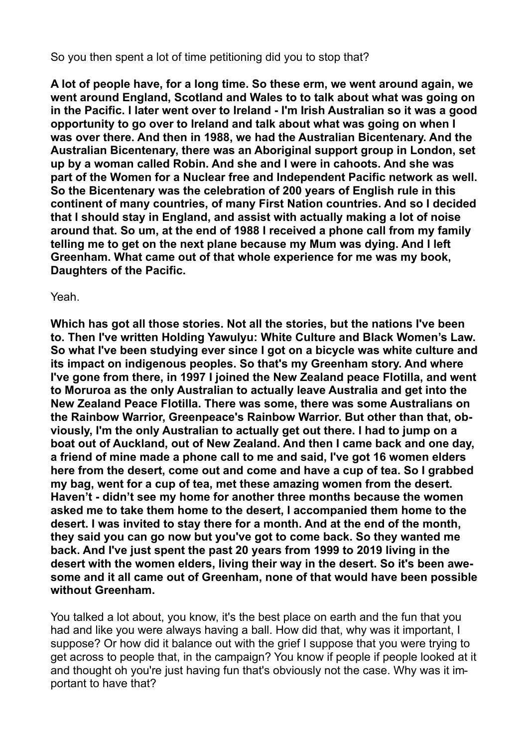So you then spent a lot of time petitioning did you to stop that?

**A lot of people have, for a long time. So these erm, we went around again, we went around England, Scotland and Wales to to talk about what was going on in the Pacific. I later went over to Ireland - I'm Irish Australian so it was a good opportunity to go over to Ireland and talk about what was going on when I was over there. And then in 1988, we had the Australian Bicentenary. And the Australian Bicentenary, there was an Aboriginal support group in London, set up by a woman called Robin. And she and I were in cahoots. And she was part of the Women for a Nuclear free and Independent Pacific network as well. So the Bicentenary was the celebration of 200 years of English rule in this continent of many countries, of many First Nation countries. And so I decided that I should stay in England, and assist with actually making a lot of noise around that. So um, at the end of 1988 I received a phone call from my family telling me to get on the next plane because my Mum was dying. And I left Greenham. What came out of that whole experience for me was my book, Daughters of the Pacific.**

Yeah.

**Which has got all those stories. Not all the stories, but the nations I've been to. Then I've written Holding Yawulyu: White Culture and Black Women's Law. So what I've been studying ever since I got on a bicycle was white culture and its impact on indigenous peoples. So that's my Greenham story. And where I've gone from there, in 1997 I joined the New Zealand peace Flotilla, and went to Moruroa as the only Australian to actually leave Australia and get into the New Zealand Peace Flotilla. There was some, there was some Australians on the Rainbow Warrior, Greenpeace's Rainbow Warrior. But other than that, obviously, I'm the only Australian to actually get out there. I had to jump on a boat out of Auckland, out of New Zealand. And then I came back and one day, a friend of mine made a phone call to me and said, I've got 16 women elders here from the desert, come out and come and have a cup of tea. So I grabbed my bag, went for a cup of tea, met these amazing women from the desert. Haven't - didn't see my home for another three months because the women asked me to take them home to the desert, I accompanied them home to the desert. I was invited to stay there for a month. And at the end of the month, they said you can go now but you've got to come back. So they wanted me back. And I've just spent the past 20 years from 1999 to 2019 living in the desert with the women elders, living their way in the desert. So it's been awesome and it all came out of Greenham, none of that would have been possible without Greenham.**

You talked a lot about, you know, it's the best place on earth and the fun that you had and like you were always having a ball. How did that, why was it important, I suppose? Or how did it balance out with the grief I suppose that you were trying to get across to people that, in the campaign? You know if people if people looked at it and thought oh you're just having fun that's obviously not the case. Why was it important to have that?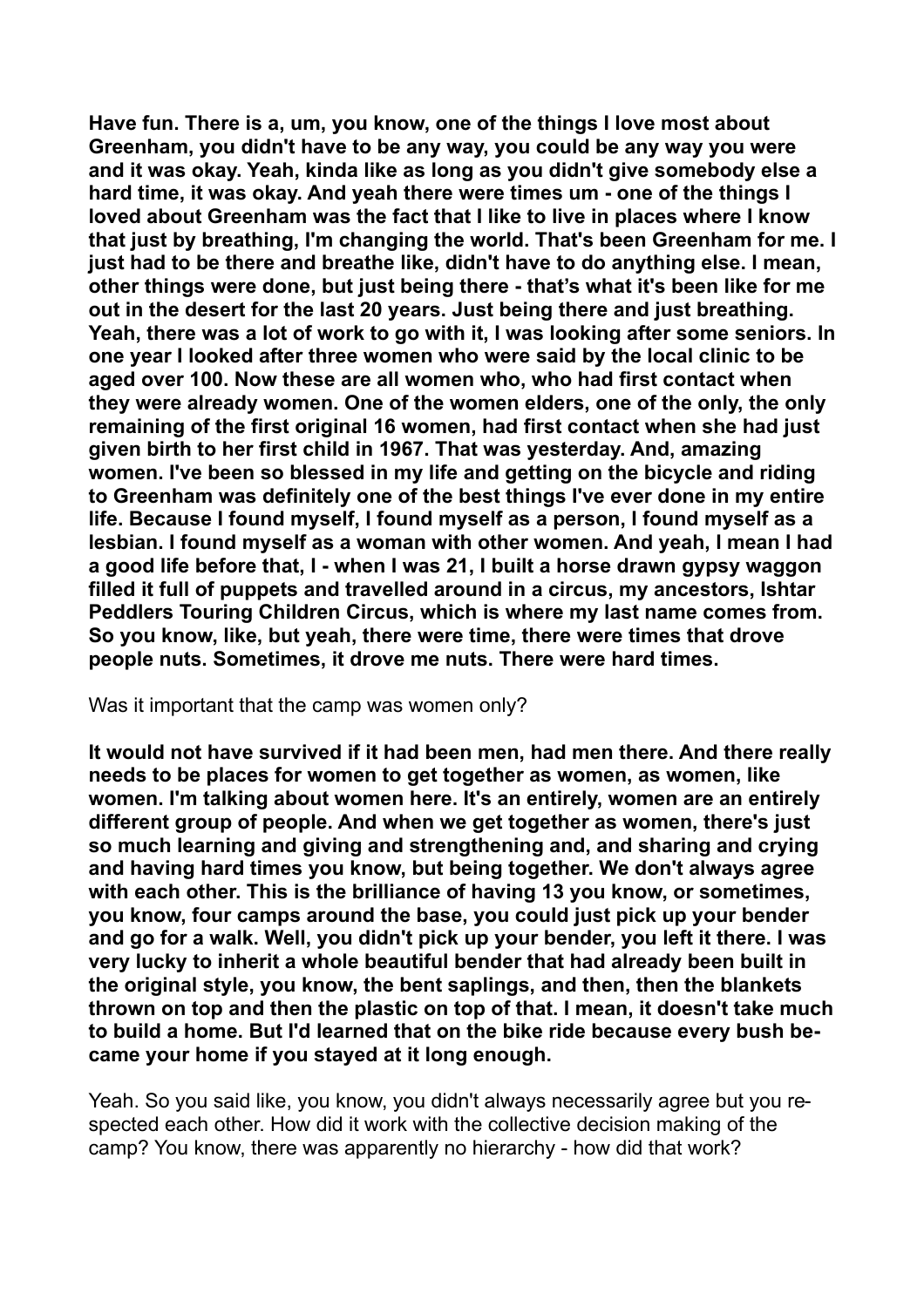**Have fun. There is a, um, you know, one of the things I love most about Greenham, you didn't have to be any way, you could be any way you were and it was okay. Yeah, kinda like as long as you didn't give somebody else a hard time, it was okay. And yeah there were times um - one of the things I loved about Greenham was the fact that I like to live in places where I know that just by breathing, I'm changing the world. That's been Greenham for me. I just had to be there and breathe like, didn't have to do anything else. I mean, other things were done, but just being there - that's what it's been like for me out in the desert for the last 20 years. Just being there and just breathing. Yeah, there was a lot of work to go with it, I was looking after some seniors. In one year I looked after three women who were said by the local clinic to be aged over 100. Now these are all women who, who had first contact when they were already women. One of the women elders, one of the only, the only remaining of the first original 16 women, had first contact when she had just given birth to her first child in 1967. That was yesterday. And, amazing women. I've been so blessed in my life and getting on the bicycle and riding to Greenham was definitely one of the best things I've ever done in my entire life. Because I found myself, I found myself as a person, I found myself as a lesbian. I found myself as a woman with other women. And yeah, I mean I had a good life before that, I - when I was 21, I built a horse drawn gypsy waggon filled it full of puppets and travelled around in a circus, my ancestors, Ishtar Peddlers Touring Children Circus, which is where my last name comes from. So you know, like, but yeah, there were time, there were times that drove people nuts. Sometimes, it drove me nuts. There were hard times.**

Was it important that the camp was women only?

**It would not have survived if it had been men, had men there. And there really needs to be places for women to get together as women, as women, like women. I'm talking about women here. It's an entirely, women are an entirely different group of people. And when we get together as women, there's just so much learning and giving and strengthening and, and sharing and crying and having hard times you know, but being together. We don't always agree with each other. This is the brilliance of having 13 you know, or sometimes, you know, four camps around the base, you could just pick up your bender and go for a walk. Well, you didn't pick up your bender, you left it there. I was very lucky to inherit a whole beautiful bender that had already been built in the original style, you know, the bent saplings, and then, then the blankets thrown on top and then the plastic on top of that. I mean, it doesn't take much to build a home. But I'd learned that on the bike ride because every bush became your home if you stayed at it long enough.**

Yeah. So you said like, you know, you didn't always necessarily agree but you respected each other. How did it work with the collective decision making of the camp? You know, there was apparently no hierarchy - how did that work?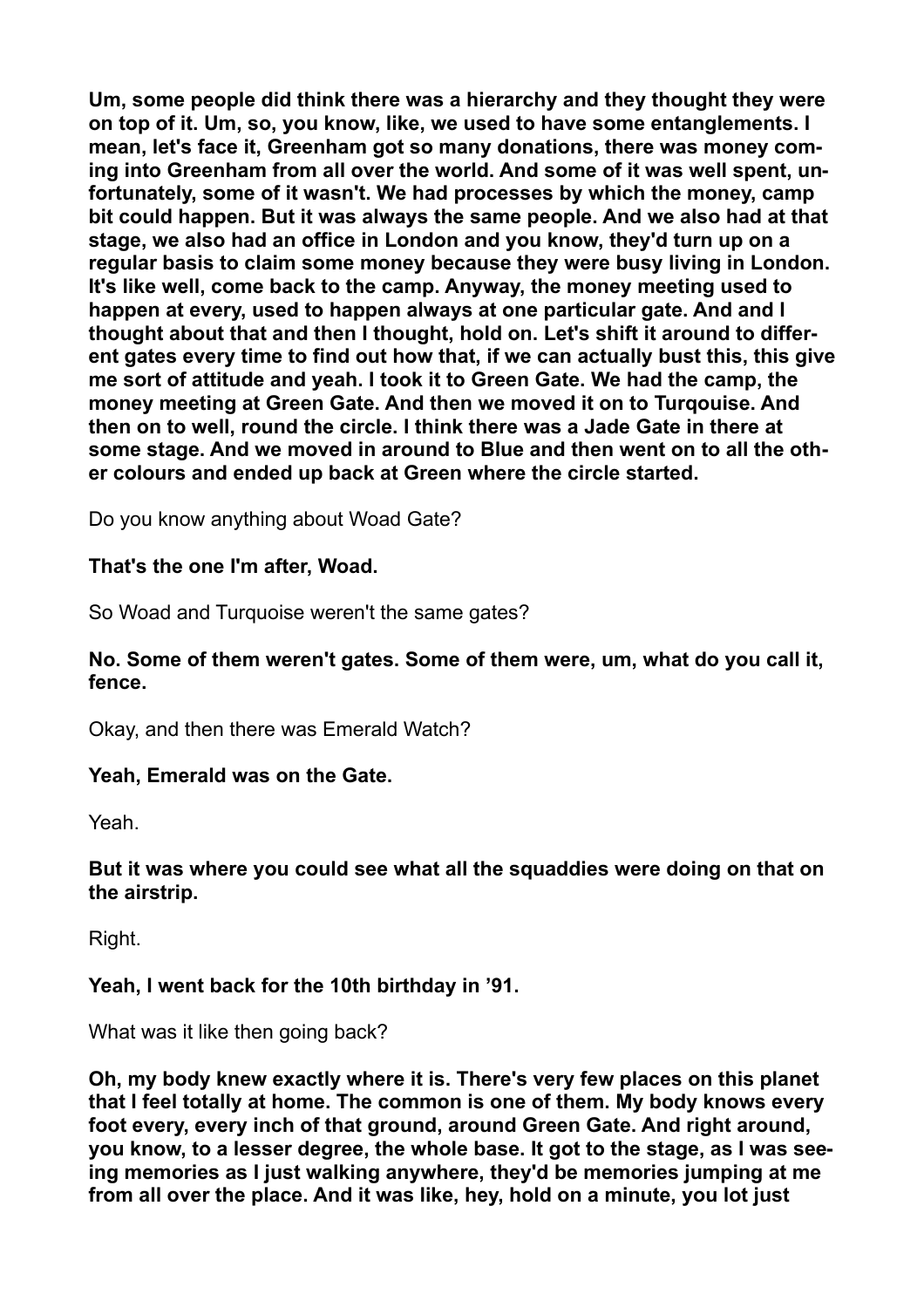**Um, some people did think there was a hierarchy and they thought they were on top of it. Um, so, you know, like, we used to have some entanglements. I mean, let's face it, Greenham got so many donations, there was money coming into Greenham from all over the world. And some of it was well spent, unfortunately, some of it wasn't. We had processes by which the money, camp bit could happen. But it was always the same people. And we also had at that stage, we also had an office in London and you know, they'd turn up on a regular basis to claim some money because they were busy living in London. It's like well, come back to the camp. Anyway, the money meeting used to happen at every, used to happen always at one particular gate. And and I thought about that and then I thought, hold on. Let's shift it around to different gates every time to find out how that, if we can actually bust this, this give me sort of attitude and yeah. I took it to Green Gate. We had the camp, the money meeting at Green Gate. And then we moved it on to Turqouise. And then on to well, round the circle. I think there was a Jade Gate in there at some stage. And we moved in around to Blue and then went on to all the other colours and ended up back at Green where the circle started.**

Do you know anything about Woad Gate?

**That's the one I'm after, Woad.**

So Woad and Turquoise weren't the same gates?

**No. Some of them weren't gates. Some of them were, um, what do you call it, fence.**

Okay, and then there was Emerald Watch?

**Yeah, Emerald was on the Gate.**

Yeah.

**But it was where you could see what all the squaddies were doing on that on the airstrip.**

Right.

**Yeah, I went back for the 10th birthday in '91.**

What was it like then going back?

**Oh, my body knew exactly where it is. There's very few places on this planet that I feel totally at home. The common is one of them. My body knows every foot every, every inch of that ground, around Green Gate. And right around, you know, to a lesser degree, the whole base. It got to the stage, as I was seeing memories as I just walking anywhere, they'd be memories jumping at me from all over the place. And it was like, hey, hold on a minute, you lot just**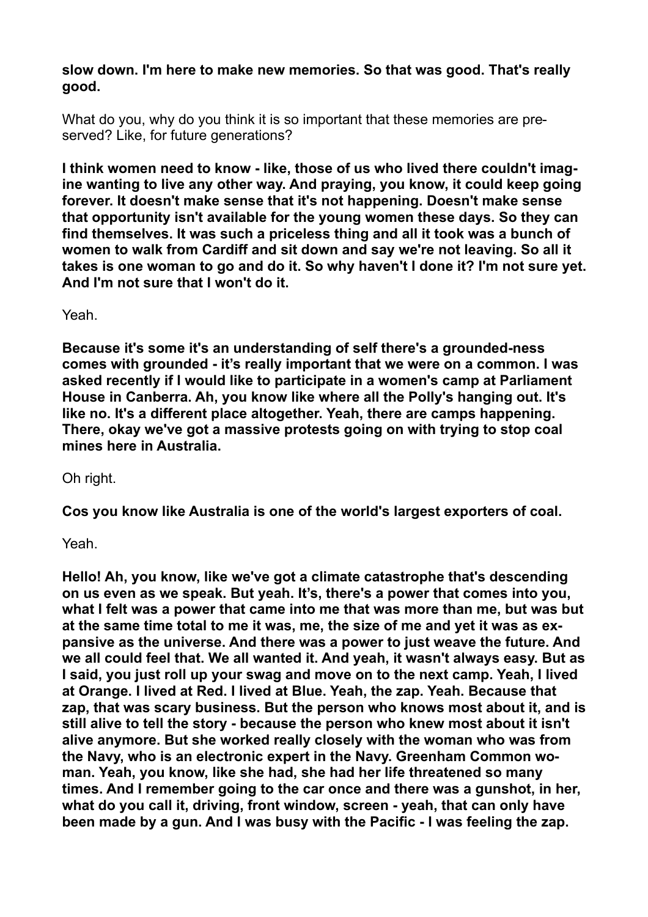**slow down. I'm here to make new memories. So that was good. That's really good.**

What do you, why do you think it is so important that these memories are preserved? Like, for future generations?

**I think women need to know - like, those of us who lived there couldn't imagine wanting to live any other way. And praying, you know, it could keep going forever. It doesn't make sense that it's not happening. Doesn't make sense that opportunity isn't available for the young women these days. So they can find themselves. It was such a priceless thing and all it took was a bunch of women to walk from Cardiff and sit down and say we're not leaving. So all it takes is one woman to go and do it. So why haven't I done it? I'm not sure yet. And I'm not sure that I won't do it.**

Yeah.

**Because it's some it's an understanding of self there's a grounded-ness comes with grounded - it's really important that we were on a common. I was asked recently if I would like to participate in a women's camp at Parliament House in Canberra. Ah, you know like where all the Polly's hanging out. It's like no. It's a different place altogether. Yeah, there are camps happening. There, okay we've got a massive protests going on with trying to stop coal mines here in Australia.**

Oh right.

**Cos you know like Australia is one of the world's largest exporters of coal.**

Yeah.

**Hello! Ah, you know, like we've got a climate catastrophe that's descending on us even as we speak. But yeah. It's, there's a power that comes into you, what I felt was a power that came into me that was more than me, but was but at the same time total to me it was, me, the size of me and yet it was as expansive as the universe. And there was a power to just weave the future. And we all could feel that. We all wanted it. And yeah, it wasn't always easy. But as I said, you just roll up your swag and move on to the next camp. Yeah, I lived at Orange. I lived at Red. I lived at Blue. Yeah, the zap. Yeah. Because that zap, that was scary business. But the person who knows most about it, and is still alive to tell the story - because the person who knew most about it isn't alive anymore. But she worked really closely with the woman who was from the Navy, who is an electronic expert in the Navy. Greenham Common woman. Yeah, you know, like she had, she had her life threatened so many times. And I remember going to the car once and there was a gunshot, in her, what do you call it, driving, front window, screen - yeah, that can only have been made by a gun. And I was busy with the Pacific - I was feeling the zap.**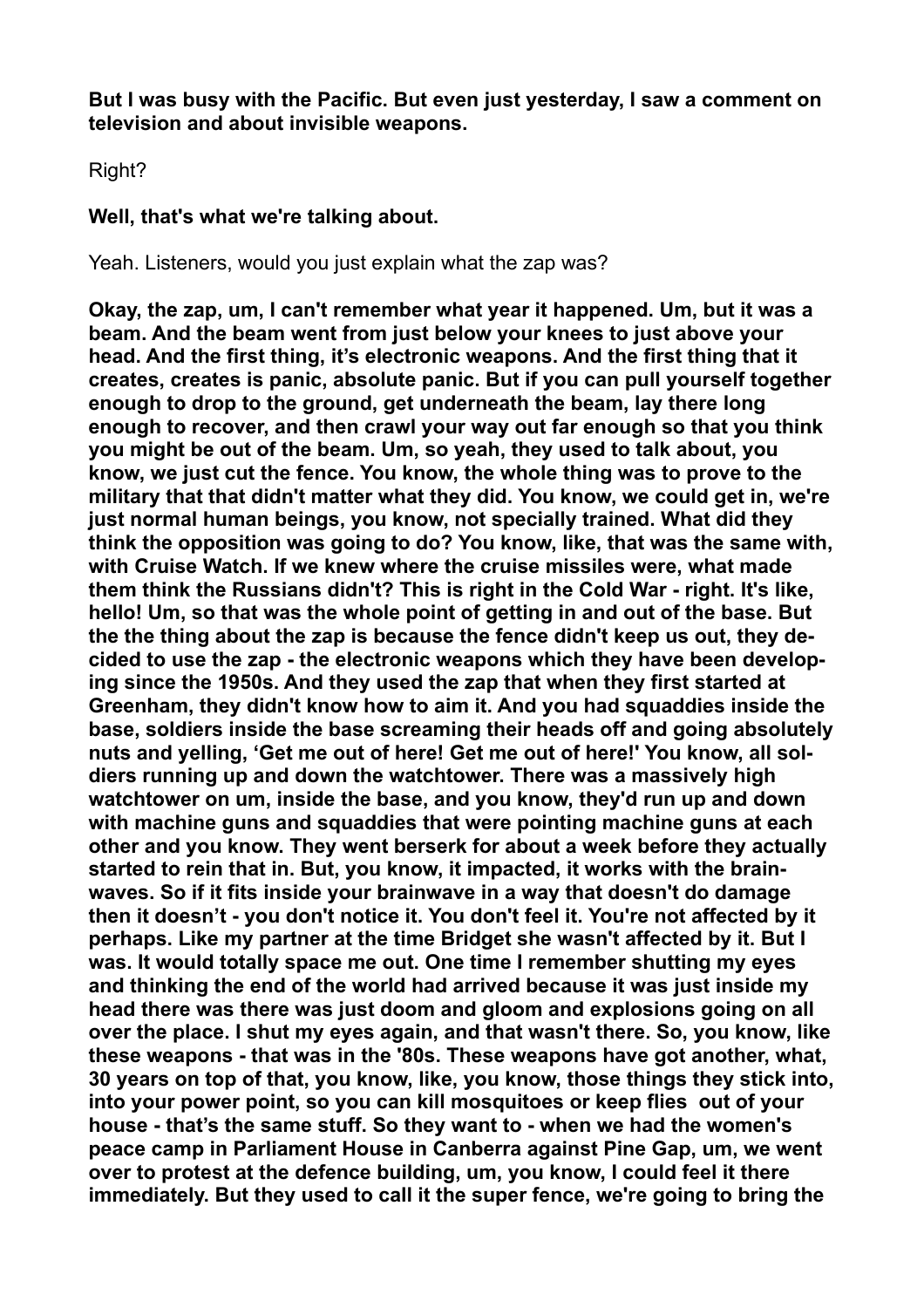**But I was busy with the Pacific. But even just yesterday, I saw a comment on television and about invisible weapons.**

Right?

**Well, that's what we're talking about.**

Yeah. Listeners, would you just explain what the zap was?

**Okay, the zap, um, I can't remember what year it happened. Um, but it was a beam. And the beam went from just below your knees to just above your head. And the first thing, it's electronic weapons. And the first thing that it creates, creates is panic, absolute panic. But if you can pull yourself together enough to drop to the ground, get underneath the beam, lay there long enough to recover, and then crawl your way out far enough so that you think you might be out of the beam. Um, so yeah, they used to talk about, you know, we just cut the fence. You know, the whole thing was to prove to the military that that didn't matter what they did. You know, we could get in, we're just normal human beings, you know, not specially trained. What did they think the opposition was going to do? You know, like, that was the same with, with Cruise Watch. If we knew where the cruise missiles were, what made them think the Russians didn't? This is right in the Cold War - right. It's like, hello! Um, so that was the whole point of getting in and out of the base. But the the thing about the zap is because the fence didn't keep us out, they decided to use the zap - the electronic weapons which they have been developing since the 1950s. And they used the zap that when they first started at Greenham, they didn't know how to aim it. And you had squaddies inside the base, soldiers inside the base screaming their heads off and going absolutely nuts and yelling, 'Get me out of here! Get me out of here!' You know, all soldiers running up and down the watchtower. There was a massively high watchtower on um, inside the base, and you know, they'd run up and down with machine guns and squaddies that were pointing machine guns at each other and you know. They went berserk for about a week before they actually started to rein that in. But, you know, it impacted, it works with the brainwaves. So if it fits inside your brainwave in a way that doesn't do damage then it doesn't - you don't notice it. You don't feel it. You're not affected by it perhaps. Like my partner at the time Bridget she wasn't affected by it. But I was. It would totally space me out. One time I remember shutting my eyes and thinking the end of the world had arrived because it was just inside my head there was there was just doom and gloom and explosions going on all over the place. I shut my eyes again, and that wasn't there. So, you know, like these weapons - that was in the '80s. These weapons have got another, what, 30 years on top of that, you know, like, you know, those things they stick into, into your power point, so you can kill mosquitoes or keep flies out of your house - that's the same stuff. So they want to - when we had the women's peace camp in Parliament House in Canberra against Pine Gap, um, we went over to protest at the defence building, um, you know, I could feel it there immediately. But they used to call it the super fence, we're going to bring the**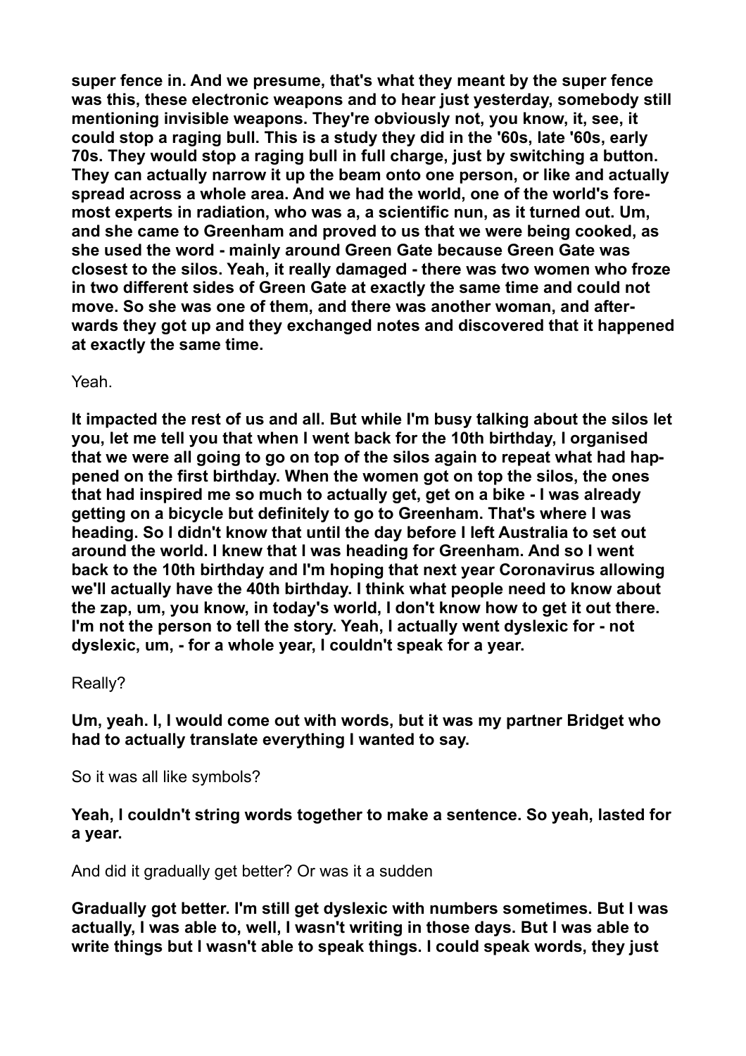**super fence in. And we presume, that's what they meant by the super fence was this, these electronic weapons and to hear just yesterday, somebody still mentioning invisible weapons. They're obviously not, you know, it, see, it could stop a raging bull. This is a study they did in the '60s, late '60s, early 70s. They would stop a raging bull in full charge, just by switching a button. They can actually narrow it up the beam onto one person, or like and actually spread across a whole area. And we had the world, one of the world's foremost experts in radiation, who was a, a scientific nun, as it turned out. Um, and she came to Greenham and proved to us that we were being cooked, as she used the word - mainly around Green Gate because Green Gate was closest to the silos. Yeah, it really damaged - there was two women who froze in two different sides of Green Gate at exactly the same time and could not move. So she was one of them, and there was another woman, and afterwards they got up and they exchanged notes and discovered that it happened at exactly the same time.**

Yeah.

**It impacted the rest of us and all. But while I'm busy talking about the silos let you, let me tell you that when I went back for the 10th birthday, I organised that we were all going to go on top of the silos again to repeat what had happened on the first birthday. When the women got on top the silos, the ones that had inspired me so much to actually get, get on a bike - I was already getting on a bicycle but definitely to go to Greenham. That's where I was heading. So I didn't know that until the day before I left Australia to set out around the world. I knew that I was heading for Greenham. And so I went back to the 10th birthday and I'm hoping that next year Coronavirus allowing we'll actually have the 40th birthday. I think what people need to know about the zap, um, you know, in today's world, I don't know how to get it out there. I'm not the person to tell the story. Yeah, I actually went dyslexic for - not dyslexic, um, - for a whole year, I couldn't speak for a year.**

Really?

**Um, yeah. I, I would come out with words, but it was my partner Bridget who had to actually translate everything I wanted to say.**

So it was all like symbols?

**Yeah, I couldn't string words together to make a sentence. So yeah, lasted for a year.**

And did it gradually get better? Or was it a sudden

**Gradually got better. I'm still get dyslexic with numbers sometimes. But I was actually, I was able to, well, I wasn't writing in those days. But I was able to write things but I wasn't able to speak things. I could speak words, they just**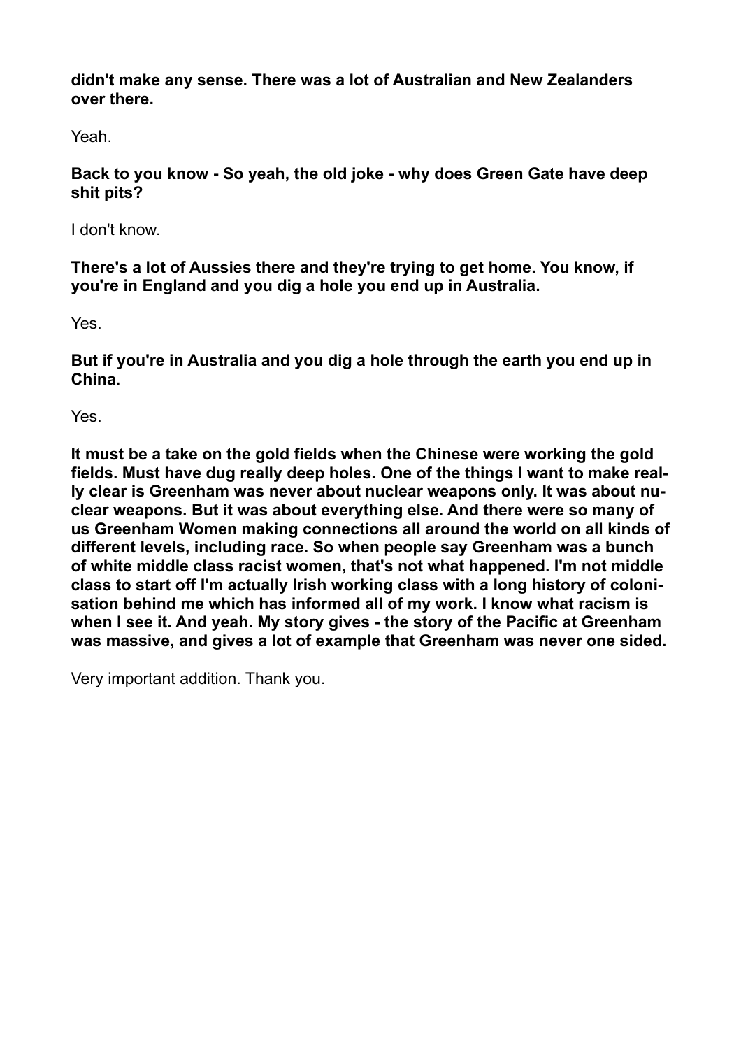**didn't make any sense. There was a lot of Australian and New Zealanders over there.**

Yeah.

**Back to you know - So yeah, the old joke - why does Green Gate have deep shit pits?**

I don't know.

**There's a lot of Aussies there and they're trying to get home. You know, if you're in England and you dig a hole you end up in Australia.**

Yes.

**But if you're in Australia and you dig a hole through the earth you end up in China.**

Yes.

**It must be a take on the gold fields when the Chinese were working the gold fields. Must have dug really deep holes. One of the things I want to make really clear is Greenham was never about nuclear weapons only. It was about nuclear weapons. But it was about everything else. And there were so many of us Greenham Women making connections all around the world on all kinds of different levels, including race. So when people say Greenham was a bunch of white middle class racist women, that's not what happened. I'm not middle class to start off I'm actually Irish working class with a long history of colonisation behind me which has informed all of my work. I know what racism is when I see it. And yeah. My story gives - the story of the Pacific at Greenham was massive, and gives a lot of example that Greenham was never one sided.**

Very important addition. Thank you.